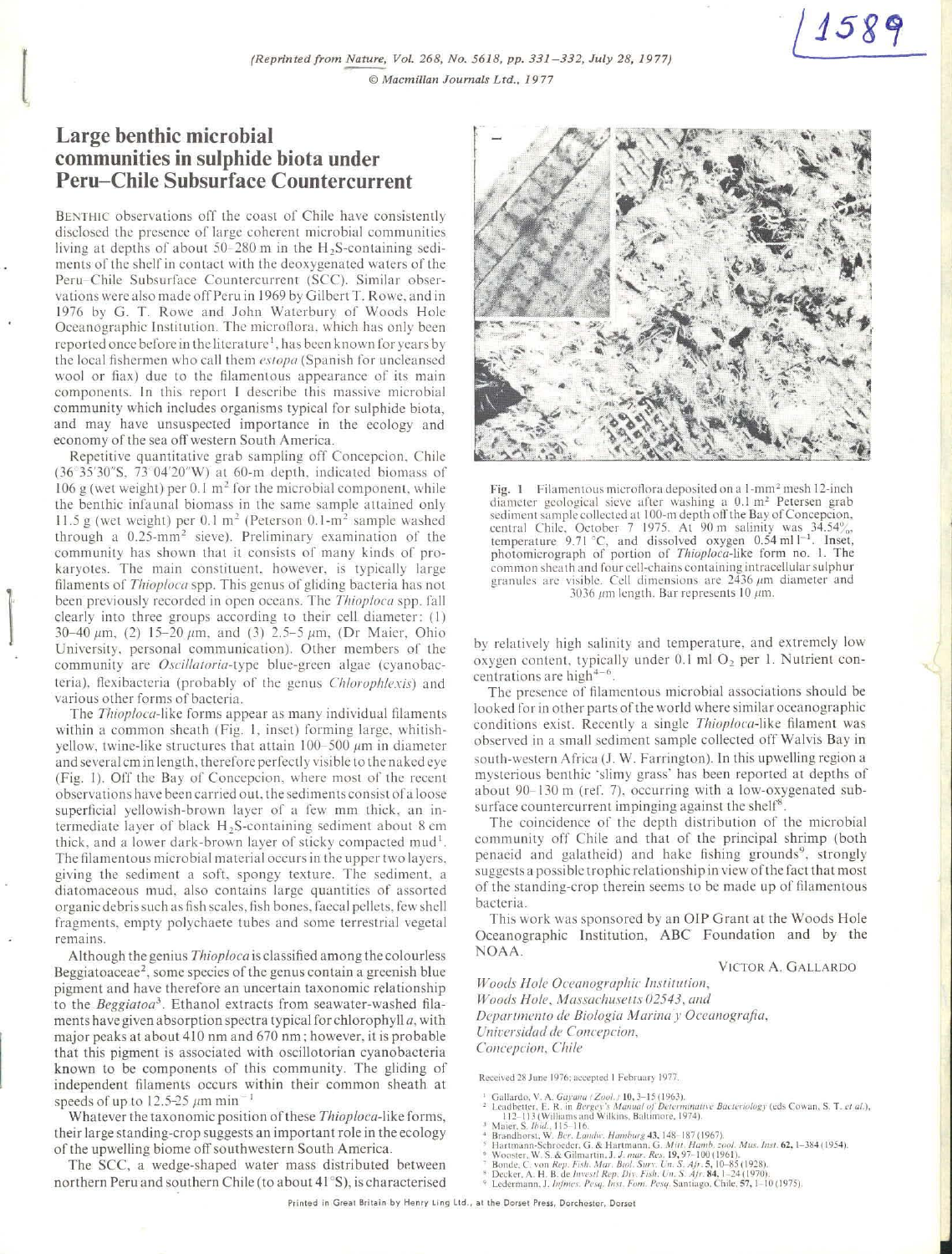(Reprinted from *Nature*, Vol. 268, No. 5618, pp. 331–332, July 28, 1977)
© Macmillan Journals Ltd., 1977

# Large benthic microbial communities in sulphide biota under Peru–Chile Subsurface Countercurrent

BENTHIC observations off the coast of Chile have consistently disclosed the presence of large coherent microbial communities living at depths of about 50–280 m in the $H_2S$-containing sediments of the shelf in contact with the deoxygenated waters of the Peru–Chile Subsurface Countercurrent (SCC). Similar observations were also made off Peru in 1969 by Gilbert T. Rowe, and in 1976 by G. T. Rowe and John Waterbury of Woods Hole Oceanographic Institution. The microflora, which has only been reported once before in the literature[1], has been known for years by the local fishermen who call them *estopa* (Spanish for uncleansed wool or flax) due to the filamentous appearance of its main components. In this report I describe this massive microbial community which includes organisms typical for sulphide biota, and may have unsuspected importance in the ecology and economy of the sea off western South America.

Repetitive quantitative grab sampling off Concepcion, Chile (36°35'30"S, 73°04'20"W) at 60-m depth, indicated biomass of 106 g (wet weight) per 0.1 m² for the microbial component, while the benthic infaunal biomass in the same sample attained only 11.5 g (wet weight) per 0.1 m² (Peterson 0.1-m² sample washed through a 0.25-mm² sieve). Preliminary examination of the community has shown that it consists of many kinds of prokaryotes. The main constituent, however, is typically large filaments of *Thioploca* spp. This genus of gliding bacteria has not been previously recorded in open oceans. The *Thioploca* spp. fall clearly into three groups according to their cell diameter: (1) 30–40 μm, (2) 15–20 μm, and (3) 2.5–5 μm, (Dr Maier, Ohio University, personal communication). Other members of the community are *Oscillatoria*-type blue-green algae (cyanobacteria), flexibacteria (probably of the genus *Chlorophlexis*) and various other forms of bacteria.

The *Thioploca*-like forms appear as many individual filaments within a common sheath (Fig. 1, inset) forming large, whitish-yellow, twine-like structures that attain 100–500 μm in diameter and several cm in length, therefore perfectly visible to the naked eye (Fig. 1). Off the Bay of Concepcion, where most of the recent observations have been carried out, the sediments consist of a loose superficial yellowish-brown layer of a few mm thick, an intermediate layer of black $H_2S$-containing sediment about 8 cm thick, and a lower dark-brown layer of sticky compacted mud[1]. The filamentous microbial material occurs in the upper two layers, giving the sediment a soft, spongy texture. The sediment, a diatomaceous mud, also contains large quantities of assorted organic debris such as fish scales, fish bones, faecal pellets, few shell fragments, empty polychaete tubes and some terrestrial vegetal remains.

Although the genius *Thioploca* is classified among the colourless Beggiatoaceae[2], some species of the genus contain a greenish blue pigment and have therefore an uncertain taxonomic relationship to the *Beggiatoa*[3]. Ethanol extracts from seawater-washed filaments have given absorption spectra typical for chlorophyll *a*, with major peaks at about 410 nm and 670 nm; however, it is probable that this pigment is associated with oscillotorian cyanobacteria known to be components of this community. The gliding of independent filaments occurs within their common sheath at speeds of up to 12.5-25 μm min⁻¹

Whatever the taxonomic position of these *Thioploca*-like forms, their large standing-crop suggests an important role in the ecology of the upwelling biome off southwestern South America.

The SCC, a wedge-shaped water mass distributed between northern Peru and southern Chile (to about 41°S), is characterised by relatively high salinity and temperature, and extremely low oxygen content, typically under 0.1 ml $O_2$ per l. Nutrient concentrations are high[4–6].

Fig. 1 Filamentous microflora deposited on a 1-mm² mesh 12-inch diameter geological sieve after washing a 0.1 m² Petersen grab sediment sample collected at 100-m depth off the Bay of Concepcion, central Chile, October 7 1975. At 90 m salinity was 34.54‰, temperature 9.71 °C, and dissolved oxygen 0.54 ml l⁻¹. Inset, photomicrograph of portion of *Thioploca*-like form no. 1. The common sheath and four cell-chains containing intracellular sulphur granules are visible. Cell dimensions are 2436 μm diameter and 3036 μm length. Bar represents 10 μm.

The presence of filamentous microbial associations should be looked for in other parts of the world where similar oceanographic conditions exist. Recently a single *Thioploca*-like filament was observed in a small sediment sample collected off Walvis Bay in south-western Africa (J. W. Farrington). In this upwelling region a mysterious benthic 'slimy grass' has been reported at depths of about 90–130 m (ref. 7), occurring with a low-oxygenated subsurface countercurrent impinging against the shelf[8].

The coincidence of the depth distribution of the microbial community off Chile and that of the principal shrimp (both penaeid and galatheid) and hake fishing grounds[9], strongly suggests a possible trophic relationship in view of the fact that most of the standing-crop therein seems to be made up of filamentous bacteria.

This work was sponsored by an OIP Grant at the Woods Hole Oceanographic Institution, ABC Foundation and by the NOAA.

VICTOR A. GALLARDO

*Woods Hole Oceanographic Institution,*
*Woods Hole, Massachusetts 02543, and*
*Departmento de Biologia Marina y Oceanografia,*
*Universidad de Concepcion,*
*Concepcion, Chile*

Received 28 June 1976; accepted 1 February 1977.

1. Gallardo, V. A. *Gayana (Zool.)* 10, 3–15 (1963).
2. Leadbetter, E. R. in *Bergey's Manual of Determinative Bacteriology* (eds Cowan, S. T. *et al.*), 112–113 (Williams and Wilkins, Baltimore, 1974).
3. Maier, S. *Ibid.*, 115–116.
4. Brandhorst, W. *Ber. Landw. Hamburg* 43, 148–187 (1967).
5. Hartmann-Schroeder, G. & Hartmann, G. *Mitt. Hamb. zool. Mus. Inst.* 62, 1–384 (1954).
6. Wooster, W. S. & Gilmartin, J. *J. mar. Res.* 19, 97–100 (1961).
7. Bonde, C. von *Rep. Fish. Mar. Biol. Surv. Un. S. Afr.* 5, 10–85 (1928).
8. Decker, A. H. B. de *Invest. Rep. Div. Fish. Un. S. Afr.* 84, 1–24 (1970).
9. Ledermann, J. *Infmes. Pesq. Inst. Fom. Pesq.* Santiago, Chile, 57, 1–10 (1975).

Printed in Great Britain by Henry Ling Ltd., at the Dorset Press, Dorchester, Dorset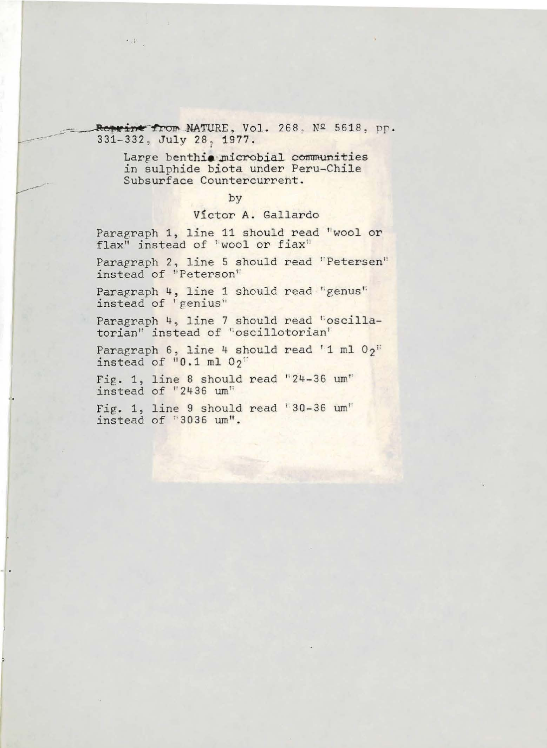Reprint from NATURE, Vol. 268, Nº 5618, pp. 331-332, July 28, 1977.

Large benthic microbial communities in sulphide biota under Peru-Chile Subsurface Countercurrent.

by

Víctor A. Gallardo

Paragraph 1, line 11 should read "wool or flax" instead of "wool or fiax"

Paragraph 2, line 5 should read "Petersen" instead of "Peterson"

Paragraph 4, line 1 should read "genus" instead of "genius"

Paragraph 4, line 7 should read "oscillatorian" instead of "oscillotorian"

Paragraph 6, line 4 should read "1 ml $O_2$" instead of "0.1 ml $O_2$"

Fig. 1, line 8 should read "24-36 um" instead of "2436 um"

Fig. 1, line 9 should read "30-36 um" instead of "3036 um".